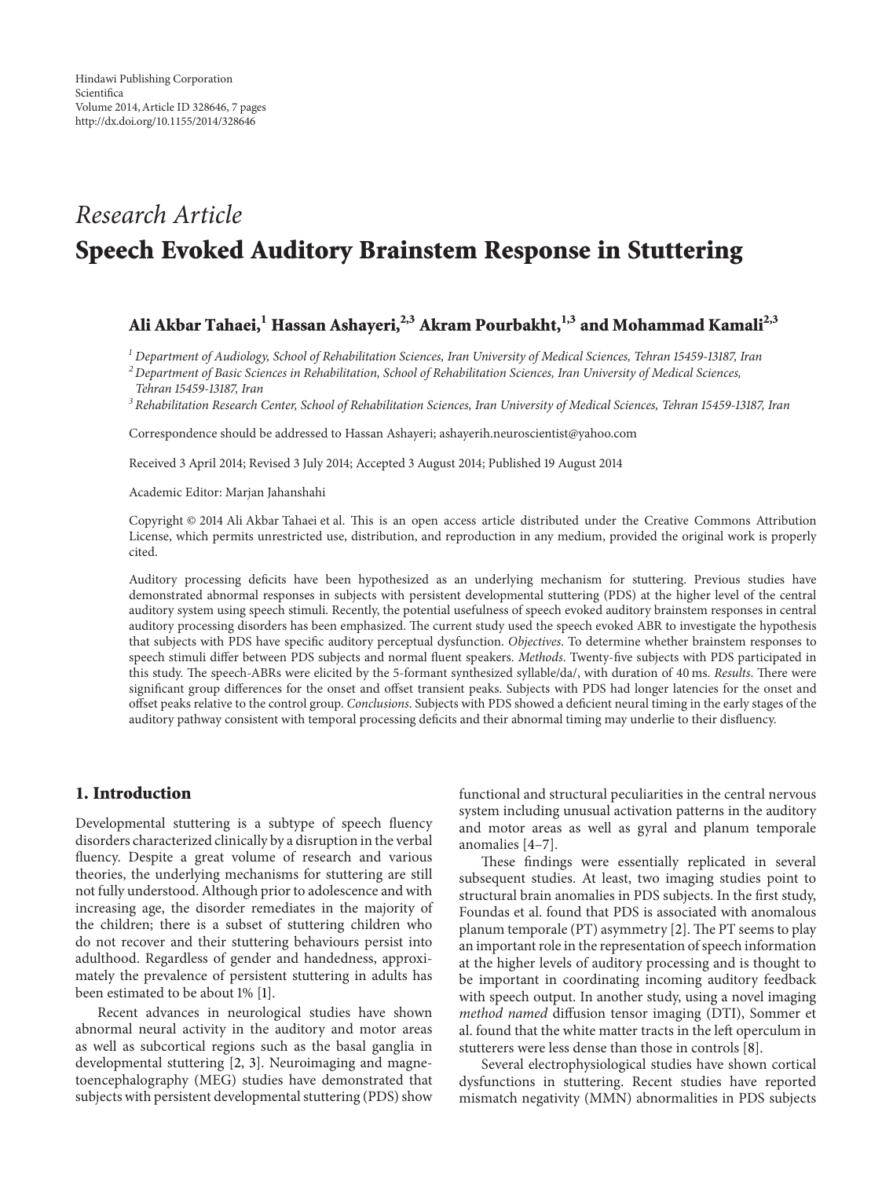Hindawi Publishing Corporation
Scientifica
Volume 2014, Article ID 328646, 7 pages
http://dx.doi.org/10.1155/2014/328646

*Research Article*

# Speech Evoked Auditory Brainstem Response in Stuttering

**Ali Akbar Tahaei,[1] Hassan Ashayeri,[2,3] Akram Pourbakht,[1,3] and Mohammad Kamali[2,3]**

[1] *Department of Audiology, School of Rehabilitation Sciences, Iran University of Medical Sciences, Tehran 15459-13187, Iran*
[2] *Department of Basic Sciences in Rehabilitation, School of Rehabilitation Sciences, Iran University of Medical Sciences, Tehran 15459-13187, Iran*
[3] *Rehabilitation Research Center, School of Rehabilitation Sciences, Iran University of Medical Sciences, Tehran 15459-13187, Iran*

Correspondence should be addressed to Hassan Ashayeri; ashayerih.neuroscientist@yahoo.com

Received 3 April 2014; Revised 3 July 2014; Accepted 3 August 2014; Published 19 August 2014

Academic Editor: Marjan Jahanshahi

Copyright © 2014 Ali Akbar Tahaei et al. This is an open access article distributed under the Creative Commons Attribution License, which permits unrestricted use, distribution, and reproduction in any medium, provided the original work is properly cited.

Auditory processing deficits have been hypothesized as an underlying mechanism for stuttering. Previous studies have demonstrated abnormal responses in subjects with persistent developmental stuttering (PDS) at the higher level of the central auditory system using speech stimuli. Recently, the potential usefulness of speech evoked auditory brainstem responses in central auditory processing disorders has been emphasized. The current study used the speech evoked ABR to investigate the hypothesis that subjects with PDS have specific auditory perceptual dysfunction. *Objectives*. To determine whether brainstem responses to speech stimuli differ between PDS subjects and normal fluent speakers. *Methods*. Twenty-five subjects with PDS participated in this study. The speech-ABRs were elicited by the 5-formant synthesized syllable/da/, with duration of 40 ms. *Results*. There were significant group differences for the onset and offset transient peaks. Subjects with PDS had longer latencies for the onset and offset peaks relative to the control group. *Conclusions*. Subjects with PDS showed a deficient neural timing in the early stages of the auditory pathway consistent with temporal processing deficits and their abnormal timing may underlie to their disfluency.

## 1. Introduction

Developmental stuttering is a subtype of speech fluency disorders characterized clinically by a disruption in the verbal fluency. Despite a great volume of research and various theories, the underlying mechanisms for stuttering are still not fully understood. Although prior to adolescence and with increasing age, the disorder remediates in the majority of the children; there is a subset of stuttering children who do not recover and their stuttering behaviours persist into adulthood. Regardless of gender and handedness, approximately the prevalence of persistent stuttering in adults has been estimated to be about 1% [1].

Recent advances in neurological studies have shown abnormal neural activity in the auditory and motor areas as well as subcortical regions such as the basal ganglia in developmental stuttering [2, 3]. Neuroimaging and magnetoencephalography (MEG) studies have demonstrated that subjects with persistent developmental stuttering (PDS) show functional and structural peculiarities in the central nervous system including unusual activation patterns in the auditory and motor areas as well as gyral and planum temporale anomalies [4–7].

These findings were essentially replicated in several subsequent studies. At least, two imaging studies point to structural brain anomalies in PDS subjects. In the first study, Foundas et al. found that PDS is associated with anomalous planum temporale (PT) asymmetry [2]. The PT seems to play an important role in the representation of speech information at the higher levels of auditory processing and is thought to be important in coordinating incoming auditory feedback with speech output. In another study, using a novel imaging *method named* diffusion tensor imaging (DTI), Sommer et al. found that the white matter tracts in the left operculum in stutterers were less dense than those in controls [8].

Several electrophysiological studies have shown cortical dysfunctions in stuttering. Recent studies have reported mismatch negativity (MMN) abnormalities in PDS subjects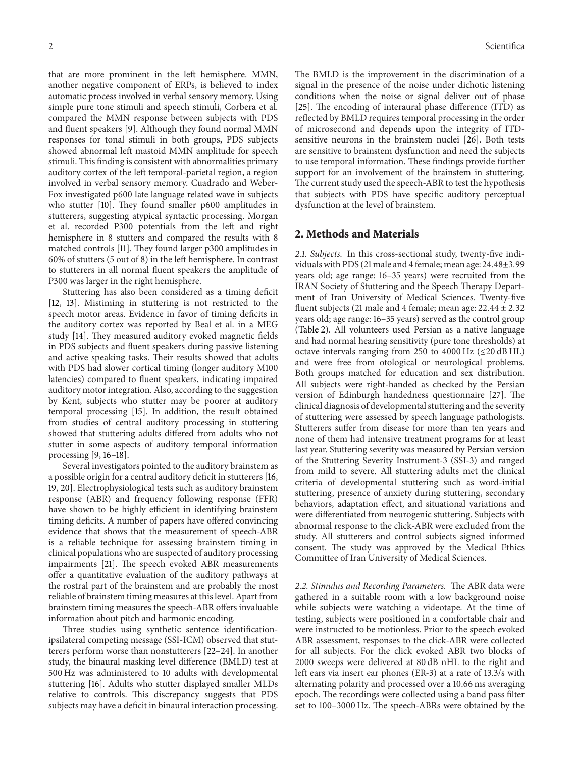that are more prominent in the left hemisphere. MMN, another negative component of ERPs, is believed to index automatic process involved in verbal sensory memory. Using simple pure tone stimuli and speech stimuli, Corbera et al. compared the MMN response between subjects with PDS and fluent speakers [9]. Although they found normal MMN responses for tonal stimuli in both groups, PDS subjects showed abnormal left mastoid MMN amplitude for speech stimuli. This finding is consistent with abnormalities primary auditory cortex of the left temporal-parietal region, a region involved in verbal sensory memory. Cuadrado and Weber-Fox investigated p600 late language related wave in subjects who stutter [10]. They found smaller p600 amplitudes in stutterers, suggesting atypical syntactic processing. Morgan et al. recorded P300 potentials from the left and right hemisphere in 8 stutters and compared the results with 8 matched controls [11]. They found larger p300 amplitudes in 60% of stutters (5 out of 8) in the left hemisphere. In contrast to stutterers in all normal fluent speakers the amplitude of P300 was larger in the right hemisphere.

Stuttering has also been considered as a timing deficit [12, 13]. Mistiming in stuttering is not restricted to the speech motor areas. Evidence in favor of timing deficits in the auditory cortex was reported by Beal et al. in a MEG study [14]. They measured auditory evoked magnetic fields in PDS subjects and fluent speakers during passive listening and active speaking tasks. Their results showed that adults with PDS had slower cortical timing (longer auditory M100 latencies) compared to fluent speakers, indicating impaired auditory motor integration. Also, according to the suggestion by Kent, subjects who stutter may be poorer at auditory temporal processing [15]. In addition, the result obtained from studies of central auditory processing in stuttering showed that stuttering adults differed from adults who not stutter in some aspects of auditory temporal information processing [9, 16–18].

Several investigators pointed to the auditory brainstem as a possible origin for a central auditory deficit in stutterers [16, 19, 20]. Electrophysiological tests such as auditory brainstem response (ABR) and frequency following response (FFR) have shown to be highly efficient in identifying brainstem timing deficits. A number of papers have offered convincing evidence that shows that the measurement of speech-ABR is a reliable technique for assessing brainstem timing in clinical populations who are suspected of auditory processing impairments [21]. The speech evoked ABR measurements offer a quantitative evaluation of the auditory pathways at the rostral part of the brainstem and are probably the most reliable of brainstem timing measures at this level. Apart from brainstem timing measures the speech-ABR offers invaluable information about pitch and harmonic encoding.

Three studies using synthetic sentence identification-ipsilateral competing message (SSI-ICM) observed that stutterers perform worse than nonstutterers [22–24]. In another study, the binaural masking level difference (BMLD) test at 500 Hz was administered to 10 adults with developmental stuttering [16]. Adults who stutter displayed smaller MLDs relative to controls. This discrepancy suggests that PDS subjects may have a deficit in binaural interaction processing. The BMLD is the improvement in the discrimination of a signal in the presence of the noise under dichotic listening conditions when the noise or signal deliver out of phase [25]. The encoding of interaural phase difference (ITD) as reflected by BMLD requires temporal processing in the order of microsecond and depends upon the integrity of ITD-sensitive neurons in the brainstem nuclei [26]. Both tests are sensitive to brainstem dysfunction and need the subjects to use temporal information. These findings provide further support for an involvement of the brainstem in stuttering. The current study used the speech-ABR to test the hypothesis that subjects with PDS have specific auditory perceptual dysfunction at the level of brainstem.

## 2. Methods and Materials

*2.1. Subjects.* In this cross-sectional study, twenty-five individuals with PDS (21 male and 4 female; mean age: 24.48±3.99 years old; age range: 16–35 years) were recruited from the IRAN Society of Stuttering and the Speech Therapy Department of Iran University of Medical Sciences. Twenty-five fluent subjects (21 male and 4 female; mean age: 22.44 ± 2.32 years old; age range: 16–35 years) served as the control group (Table 2). All volunteers used Persian as a native language and had normal hearing sensitivity (pure tone thresholds) at octave intervals ranging from 250 to 4000 Hz (≤20 dB HL) and were free from otological or neurological problems. Both groups matched for education and sex distribution. All subjects were right-handed as checked by the Persian version of Edinburgh handedness questionnaire [27]. The clinical diagnosis of developmental stuttering and the severity of stuttering were assessed by speech language pathologists. Stutterers suffer from disease for more than ten years and none of them had intensive treatment programs for at least last year. Stuttering severity was measured by Persian version of the Stuttering Severity Instrument-3 (SSI-3) and ranged from mild to severe. All stuttering adults met the clinical criteria of developmental stuttering such as word-initial stuttering, presence of anxiety during stuttering, secondary behaviors, adaptation effect, and situational variations and were differentiated from neurogenic stuttering. Subjects with abnormal response to the click-ABR were excluded from the study. All stutterers and control subjects signed informed consent. The study was approved by the Medical Ethics Committee of Iran University of Medical Sciences.

*2.2. Stimulus and Recording Parameters.* The ABR data were gathered in a suitable room with a low background noise while subjects were watching a videotape. At the time of testing, subjects were positioned in a comfortable chair and were instructed to be motionless. Prior to the speech evoked ABR assessment, responses to the click-ABR were collected for all subjects. For the click evoked ABR two blocks of 2000 sweeps were delivered at 80 dB nHL to the right and left ears via insert ear phones (ER-3) at a rate of 13.3/s with alternating polarity and processed over a 10.66 ms averaging epoch. The recordings were collected using a band pass filter set to 100–3000 Hz. The speech-ABRs were obtained by the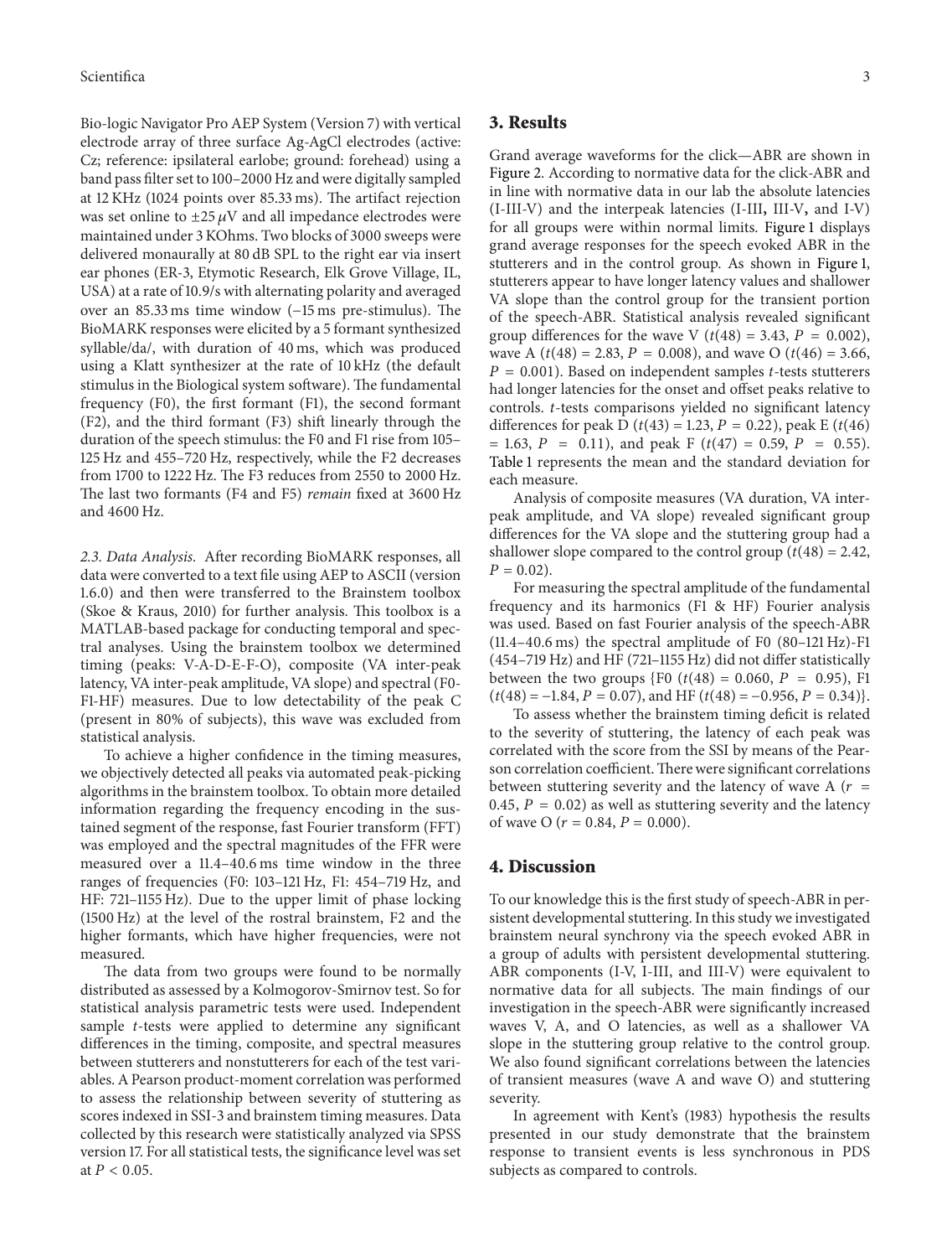Bio-logic Navigator Pro AEP System (Version 7) with vertical electrode array of three surface Ag-AgCl electrodes (active: Cz; reference: ipsilateral earlobe; ground: forehead) using a band pass filter set to 100–2000 Hz and were digitally sampled at 12 KHz (1024 points over 85.33 ms). The artifact rejection was set online to $\pm 25\,\mu$V and all impedance electrodes were maintained under 3 KOhms. Two blocks of 3000 sweeps were delivered monaurally at 80 dB SPL to the right ear via insert ear phones (ER-3, Etymotic Research, Elk Grove Village, IL, USA) at a rate of 10.9/s with alternating polarity and averaged over an 85.33 ms time window (−15 ms pre-stimulus). The BioMARK responses were elicited by a 5 formant synthesized syllable/da/, with duration of 40 ms, which was produced using a Klatt synthesizer at the rate of 10 kHz (the default stimulus in the Biological system software). The fundamental frequency (F0), the first formant (F1), the second formant (F2), and the third formant (F3) shift linearly through the duration of the speech stimulus: the F0 and F1 rise from 105–125 Hz and 455–720 Hz, respectively, while the F2 decreases from 1700 to 1222 Hz. The F3 reduces from 2550 to 2000 Hz. The last two formants (F4 and F5) *remain* fixed at 3600 Hz and 4600 Hz.

*2.3. Data Analysis.* After recording BioMARK responses, all data were converted to a text file using AEP to ASCII (version 1.6.0) and then were transferred to the Brainstem toolbox (Skoe & Kraus, 2010) for further analysis. This toolbox is a MATLAB-based package for conducting temporal and spectral analyses. Using the brainstem toolbox we determined timing (peaks: V-A-D-E-F-O), composite (VA inter-peak latency, VA inter-peak amplitude, VA slope) and spectral (F0-F1-HF) measures. Due to low detectability of the peak C (present in 80% of subjects), this wave was excluded from statistical analysis.

To achieve a higher confidence in the timing measures, we objectively detected all peaks via automated peak-picking algorithms in the brainstem toolbox. To obtain more detailed information regarding the frequency encoding in the sustained segment of the response, fast Fourier transform (FFT) was employed and the spectral magnitudes of the FFR were measured over a 11.4–40.6 ms time window in the three ranges of frequencies (F0: 103–121 Hz, F1: 454–719 Hz, and HF: 721–1155 Hz). Due to the upper limit of phase locking (1500 Hz) at the level of the rostral brainstem, F2 and the higher formants, which have higher frequencies, were not measured.

The data from two groups were found to be normally distributed as assessed by a Kolmogorov-Smirnov test. So for statistical analysis parametric tests were used. Independent sample $t$-tests were applied to determine any significant differences in the timing, composite, and spectral measures between stutterers and nonstutterers for each of the test variables. A Pearson product-moment correlation was performed to assess the relationship between severity of stuttering as scores indexed in SSI-3 and brainstem timing measures. Data collected by this research were statistically analyzed via SPSS version 17. For all statistical tests, the significance level was set at $P < 0.05$.

## 3. Results

Grand average waveforms for the click—ABR are shown in Figure 2. According to normative data for the click-ABR and in line with normative data in our lab the absolute latencies (I-III-V) and the interpeak latencies (I-III, III-V, and I-V) for all groups were within normal limits. Figure 1 displays grand average responses for the speech evoked ABR in the stutterers and in the control group. As shown in Figure 1, stutterers appear to have longer latency values and shallower VA slope than the control group for the transient portion of the speech-ABR. Statistical analysis revealed significant group differences for the wave V ($t(48) = 3.43$, $P = 0.002$), wave A ($t(48) = 2.83$, $P = 0.008$), and wave O ($t(46) = 3.66$, $P = 0.001$). Based on independent samples $t$-tests stutterers had longer latencies for the onset and offset peaks relative to controls. $t$-tests comparisons yielded no significant latency differences for peak D ($t(43) = 1.23$, $P = 0.22$), peak E ($t(46) = 1.63$, $P = 0.11$), and peak F ($t(47) = 0.59$, $P = 0.55$). Table 1 represents the mean and the standard deviation for each measure.

Analysis of composite measures (VA duration, VA inter-peak amplitude, and VA slope) revealed significant group differences for the VA slope and the stuttering group had a shallower slope compared to the control group ($t(48) = 2.42$, $P = 0.02$).

For measuring the spectral amplitude of the fundamental frequency and its harmonics (F1 & HF) Fourier analysis was used. Based on fast Fourier analysis of the speech-ABR (11.4–40.6 ms) the spectral amplitude of F0 (80–121 Hz)-F1 (454–719 Hz) and HF (721–1155 Hz) did not differ statistically between the two groups {F0 ($t(48) = 0.060$, $P = 0.95$), F1 ($t(48) = -1.84$, $P = 0.07$), and HF ($t(48) = -0.956$, $P = 0.34$)}.

To assess whether the brainstem timing deficit is related to the severity of stuttering, the latency of each peak was correlated with the score from the SSI by means of the Pearson correlation coefficient. There were significant correlations between stuttering severity and the latency of wave A ($r = 0.45$, $P = 0.02$) as well as stuttering severity and the latency of wave O ($r = 0.84$, $P = 0.000$).

## 4. Discussion

To our knowledge this is the first study of speech-ABR in persistent developmental stuttering. In this study we investigated brainstem neural synchrony via the speech evoked ABR in a group of adults with persistent developmental stuttering. ABR components (I-V, I-III, and III-V) were equivalent to normative data for all subjects. The main findings of our investigation in the speech-ABR were significantly increased waves V, A, and O latencies, as well as a shallower VA slope in the stuttering group relative to the control group. We also found significant correlations between the latencies of transient measures (wave A and wave O) and stuttering severity.

In agreement with Kent's (1983) hypothesis the results presented in our study demonstrate that the brainstem response to transient events is less synchronous in PDS subjects as compared to controls.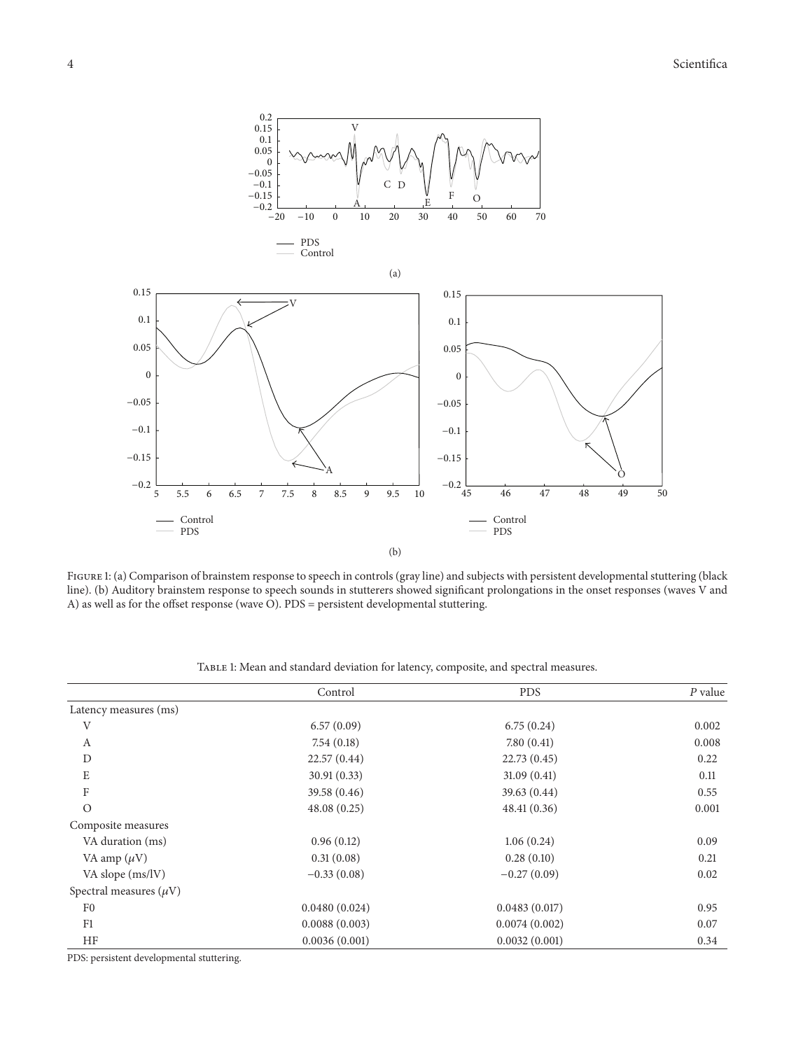Figure 1: (a) Comparison of brainstem response to speech in controls (gray line) and subjects with persistent developmental stuttering (black line). (b) Auditory brainstem response to speech sounds in stutterers showed significant prolongations in the onset responses (waves V and A) as well as for the offset response (wave O). PDS = persistent developmental stuttering.

Table 1: Mean and standard deviation for latency, composite, and spectral measures.

| | Control | PDS | *P* value |
|---|---|---|---|
| Latency measures (ms) | | | |
| V | 6.57 (0.09) | 6.75 (0.24) | 0.002 |
| A | 7.54 (0.18) | 7.80 (0.41) | 0.008 |
| D | 22.57 (0.44) | 22.73 (0.45) | 0.22 |
| E | 30.91 (0.33) | 31.09 (0.41) | 0.11 |
| F | 39.58 (0.46) | 39.63 (0.44) | 0.55 |
| O | 48.08 (0.25) | 48.41 (0.36) | 0.001 |
| Composite measures | | | |
| VA duration (ms) | 0.96 (0.12) | 1.06 (0.24) | 0.09 |
| VA amp ($\mu$V) | 0.31 (0.08) | 0.28 (0.10) | 0.21 |
| VA slope (ms/lV) | −0.33 (0.08) | −0.27 (0.09) | 0.02 |
| Spectral measures ($\mu$V) | | | |
| F0 | 0.0480 (0.024) | 0.0483 (0.017) | 0.95 |
| F1 | 0.0088 (0.003) | 0.0074 (0.002) | 0.07 |
| HF | 0.0036 (0.001) | 0.0032 (0.001) | 0.34 |

PDS: persistent developmental stuttering.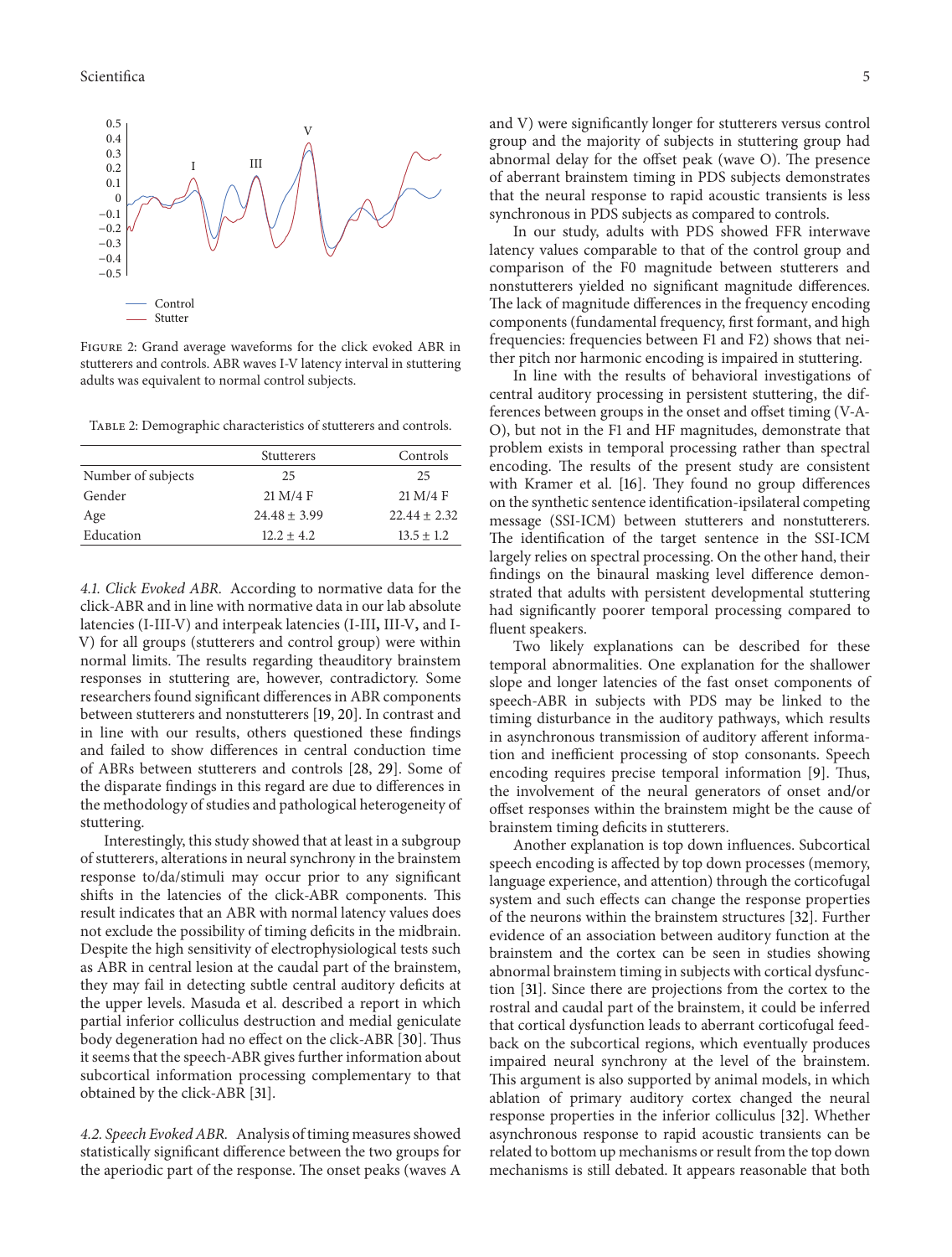0.5
0.4
0.3
0.2
0.1
0
−0.1
−0.2
−0.3
−0.4
−0.5

I
III
V

Control
Stutter

Figure 2: Grand average waveforms for the click evoked ABR in stutterers and controls. ABR waves I-V latency interval in stuttering adults was equivalent to normal control subjects.

Table 2: Demographic characteristics of stutterers and controls.

| | Stutterers | Controls |
|---|---|---|
| Number of subjects | 25 | 25 |
| Gender | 21 M/4 F | 21 M/4 F |
| Age | 24.48 ± 3.99 | 22.44 ± 2.32 |
| Education | 12.2 ± 4.2 | 13.5 ± 1.2 |

*4.1. Click Evoked ABR.* According to normative data for the click-ABR and in line with normative data in our lab absolute latencies (I-III-V) and interpeak latencies (I-III, III-V, and I-V) for all groups (stutterers and control group) were within normal limits. The results regarding theauditory brainstem responses in stuttering are, however, contradictory. Some researchers found significant differences in ABR components between stutterers and nonstutterers [19, 20]. In contrast and in line with our results, others questioned these findings and failed to show differences in central conduction time of ABRs between stutterers and controls [28, 29]. Some of the disparate findings in this regard are due to differences in the methodology of studies and pathological heterogeneity of stuttering.

Interestingly, this study showed that at least in a subgroup of stutterers, alterations in neural synchrony in the brainstem response to/da/stimuli may occur prior to any significant shifts in the latencies of the click-ABR components. This result indicates that an ABR with normal latency values does not exclude the possibility of timing deficits in the midbrain. Despite the high sensitivity of electrophysiological tests such as ABR in central lesion at the caudal part of the brainstem, they may fail in detecting subtle central auditory deficits at the upper levels. Masuda et al. described a report in which partial inferior colliculus destruction and medial geniculate body degeneration had no effect on the click-ABR [30]. Thus it seems that the speech-ABR gives further information about subcortical information processing complementary to that obtained by the click-ABR [31].

*4.2. Speech Evoked ABR.* Analysis of timing measures showed statistically significant difference between the two groups for the aperiodic part of the response. The onset peaks (waves A and V) were significantly longer for stutterers versus control group and the majority of subjects in stuttering group had abnormal delay for the offset peak (wave O). The presence of aberrant brainstem timing in PDS subjects demonstrates that the neural response to rapid acoustic transients is less synchronous in PDS subjects as compared to controls.

In our study, adults with PDS showed FFR interwave latency values comparable to that of the control group and comparison of the F0 magnitude between stutterers and nonstutterers yielded no significant magnitude differences. The lack of magnitude differences in the frequency encoding components (fundamental frequency, first formant, and high frequencies: frequencies between F1 and F2) shows that neither pitch nor harmonic encoding is impaired in stuttering.

In line with the results of behavioral investigations of central auditory processing in persistent stuttering, the differences between groups in the onset and offset timing (V-A-O), but not in the F1 and HF magnitudes, demonstrate that problem exists in temporal processing rather than spectral encoding. The results of the present study are consistent with Kramer et al. [16]. They found no group differences on the synthetic sentence identification-ipsilateral competing message (SSI-ICM) between stutterers and nonstutterers. The identification of the target sentence in the SSI-ICM largely relies on spectral processing. On the other hand, their findings on the binaural masking level difference demonstrated that adults with persistent developmental stuttering had significantly poorer temporal processing compared to fluent speakers.

Two likely explanations can be described for these temporal abnormalities. One explanation for the shallower slope and longer latencies of the fast onset components of speech-ABR in subjects with PDS may be linked to the timing disturbance in the auditory pathways, which results in asynchronous transmission of auditory afferent information and inefficient processing of stop consonants. Speech encoding requires precise temporal information [9]. Thus, the involvement of the neural generators of onset and/or offset responses within the brainstem might be the cause of brainstem timing deficits in stutterers.

Another explanation is top down influences. Subcortical speech encoding is affected by top down processes (memory, language experience, and attention) through the corticofugal system and such effects can change the response properties of the neurons within the brainstem structures [32]. Further evidence of an association between auditory function at the brainstem and the cortex can be seen in studies showing abnormal brainstem timing in subjects with cortical dysfunction [31]. Since there are projections from the cortex to the rostral and caudal part of the brainstem, it could be inferred that cortical dysfunction leads to aberrant corticofugal feedback on the subcortical regions, which eventually produces impaired neural synchrony at the level of the brainstem. This argument is also supported by animal models, in which ablation of primary auditory cortex changed the neural response properties in the inferior colliculus [32]. Whether asynchronous response to rapid acoustic transients can be related to bottom up mechanisms or result from the top down mechanisms is still debated. It appears reasonable that both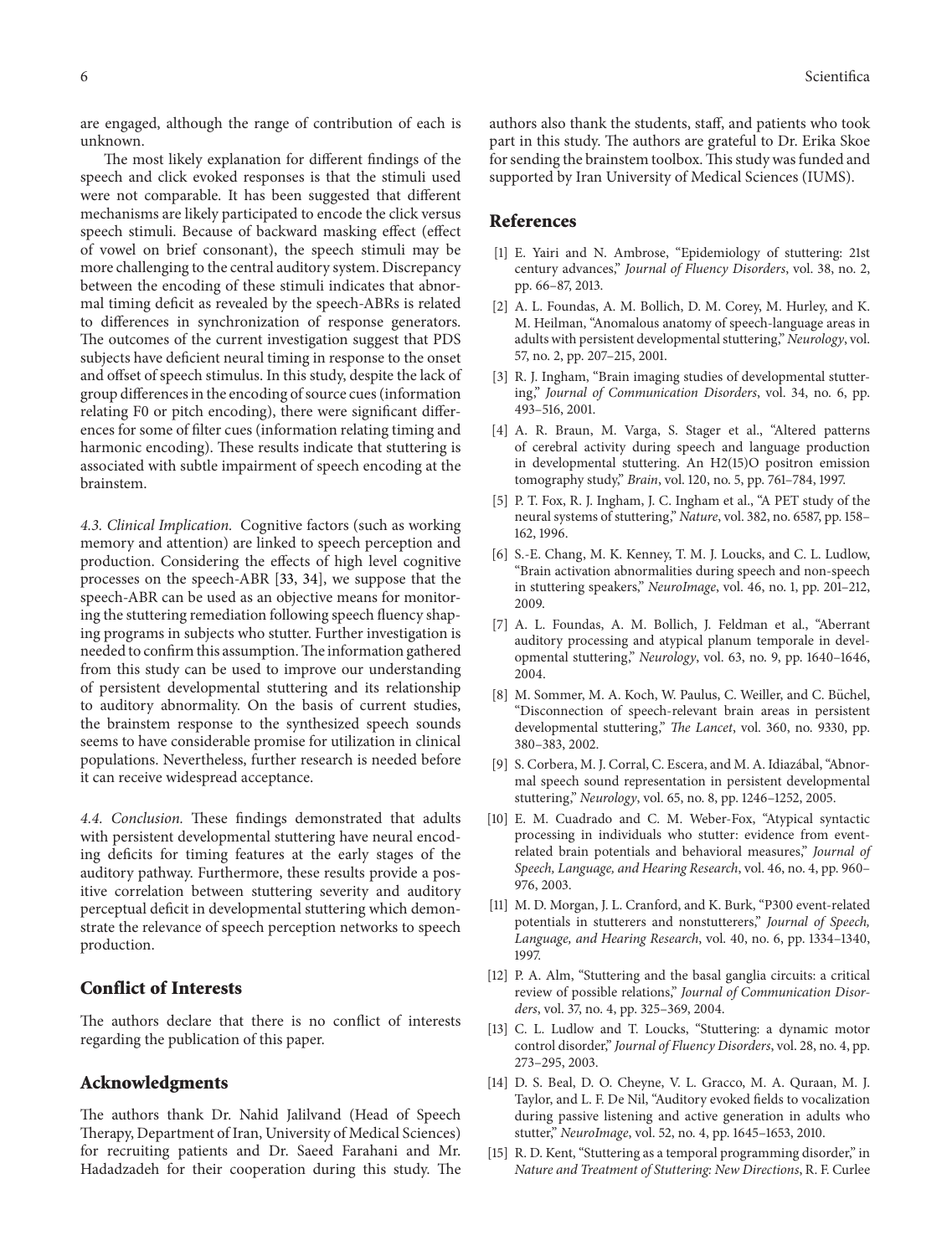are engaged, although the range of contribution of each is unknown.

The most likely explanation for different findings of the speech and click evoked responses is that the stimuli used were not comparable. It has been suggested that different mechanisms are likely participated to encode the click versus speech stimuli. Because of backward masking effect (effect of vowel on brief consonant), the speech stimuli may be more challenging to the central auditory system. Discrepancy between the encoding of these stimuli indicates that abnormal timing deficit as revealed by the speech-ABRs is related to differences in synchronization of response generators. The outcomes of the current investigation suggest that PDS subjects have deficient neural timing in response to the onset and offset of speech stimulus. In this study, despite the lack of group differences in the encoding of source cues (information relating F0 or pitch encoding), there were significant differences for some of filter cues (information relating timing and harmonic encoding). These results indicate that stuttering is associated with subtle impairment of speech encoding at the brainstem.

*4.3. Clinical Implication.* Cognitive factors (such as working memory and attention) are linked to speech perception and production. Considering the effects of high level cognitive processes on the speech-ABR [33, 34], we suppose that the speech-ABR can be used as an objective means for monitoring the stuttering remediation following speech fluency shaping programs in subjects who stutter. Further investigation is needed to confirm this assumption. The information gathered from this study can be used to improve our understanding of persistent developmental stuttering and its relationship to auditory abnormality. On the basis of current studies, the brainstem response to the synthesized speech sounds seems to have considerable promise for utilization in clinical populations. Nevertheless, further research is needed before it can receive widespread acceptance.

*4.4. Conclusion.* These findings demonstrated that adults with persistent developmental stuttering have neural encoding deficits for timing features at the early stages of the auditory pathway. Furthermore, these results provide a positive correlation between stuttering severity and auditory perceptual deficit in developmental stuttering which demonstrate the relevance of speech perception networks to speech production.

## Conflict of Interests

The authors declare that there is no conflict of interests regarding the publication of this paper.

## Acknowledgments

The authors thank Dr. Nahid Jalilvand (Head of Speech Therapy, Department of Iran, University of Medical Sciences) for recruiting patients and Dr. Saeed Farahani and Mr. Hadadzadeh for their cooperation during this study. The authors also thank the students, staff, and patients who took part in this study. The authors are grateful to Dr. Erika Skoe for sending the brainstem toolbox. This study was funded and supported by Iran University of Medical Sciences (IUMS).

## References

[1] E. Yairi and N. Ambrose, "Epidemiology of stuttering: 21st century advances," *Journal of Fluency Disorders*, vol. 38, no. 2, pp. 66–87, 2013.

[2] A. L. Foundas, A. M. Bollich, D. M. Corey, M. Hurley, and K. M. Heilman, "Anomalous anatomy of speech-language areas in adults with persistent developmental stuttering," *Neurology*, vol. 57, no. 2, pp. 207–215, 2001.

[3] R. J. Ingham, "Brain imaging studies of developmental stuttering," *Journal of Communication Disorders*, vol. 34, no. 6, pp. 493–516, 2001.

[4] A. R. Braun, M. Varga, S. Stager et al., "Altered patterns of cerebral activity during speech and language production in developmental stuttering. An H2(15)O positron emission tomography study," *Brain*, vol. 120, no. 5, pp. 761–784, 1997.

[5] P. T. Fox, R. J. Ingham, J. C. Ingham et al., "A PET study of the neural systems of stuttering," *Nature*, vol. 382, no. 6587, pp. 158–162, 1996.

[6] S.-E. Chang, M. K. Kenney, T. M. J. Loucks, and C. L. Ludlow, "Brain activation abnormalities during speech and non-speech in stuttering speakers," *NeuroImage*, vol. 46, no. 1, pp. 201–212, 2009.

[7] A. L. Foundas, A. M. Bollich, J. Feldman et al., "Aberrant auditory processing and atypical planum temporale in developmental stuttering," *Neurology*, vol. 63, no. 9, pp. 1640–1646, 2004.

[8] M. Sommer, M. A. Koch, W. Paulus, C. Weiller, and C. Büchel, "Disconnection of speech-relevant brain areas in persistent developmental stuttering," *The Lancet*, vol. 360, no. 9330, pp. 380–383, 2002.

[9] S. Corbera, M. J. Corral, C. Escera, and M. A. Idiazábal, "Abnormal speech sound representation in persistent developmental stuttering," *Neurology*, vol. 65, no. 8, pp. 1246–1252, 2005.

[10] E. M. Cuadrado and C. M. Weber-Fox, "Atypical syntactic processing in individuals who stutter: evidence from event-related brain potentials and behavioral measures," *Journal of Speech, Language, and Hearing Research*, vol. 46, no. 4, pp. 960–976, 2003.

[11] M. D. Morgan, J. L. Cranford, and K. Burk, "P300 event-related potentials in stutterers and nonstutterers," *Journal of Speech, Language, and Hearing Research*, vol. 40, no. 6, pp. 1334–1340, 1997.

[12] P. A. Alm, "Stuttering and the basal ganglia circuits: a critical review of possible relations," *Journal of Communication Disorders*, vol. 37, no. 4, pp. 325–369, 2004.

[13] C. L. Ludlow and T. Loucks, "Stuttering: a dynamic motor control disorder," *Journal of Fluency Disorders*, vol. 28, no. 4, pp. 273–295, 2003.

[14] D. S. Beal, D. O. Cheyne, V. L. Gracco, M. A. Quraan, M. J. Taylor, and L. F. De Nil, "Auditory evoked fields to vocalization during passive listening and active generation in adults who stutter," *NeuroImage*, vol. 52, no. 4, pp. 1645–1653, 2010.

[15] R. D. Kent, "Stuttering as a temporal programming disorder," in *Nature and Treatment of Stuttering: New Directions*, R. F. Curlee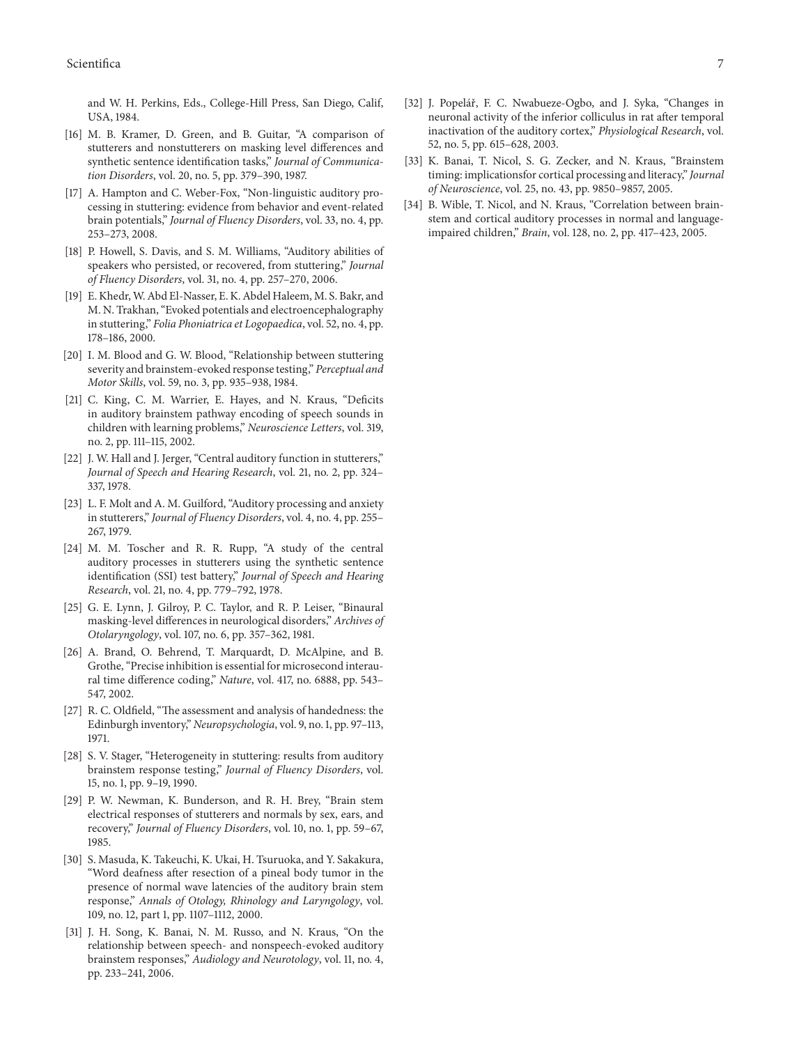and W. H. Perkins, Eds., College-Hill Press, San Diego, Calif, USA, 1984.

[16] M. B. Kramer, D. Green, and B. Guitar, "A comparison of stutterers and nonstutterers on masking level differences and synthetic sentence identification tasks," *Journal of Communication Disorders*, vol. 20, no. 5, pp. 379–390, 1987.

[17] A. Hampton and C. Weber-Fox, "Non-linguistic auditory processing in stuttering: evidence from behavior and event-related brain potentials," *Journal of Fluency Disorders*, vol. 33, no. 4, pp. 253–273, 2008.

[18] P. Howell, S. Davis, and S. M. Williams, "Auditory abilities of speakers who persisted, or recovered, from stuttering," *Journal of Fluency Disorders*, vol. 31, no. 4, pp. 257–270, 2006.

[19] E. Khedr, W. Abd El-Nasser, E. K. Abdel Haleem, M. S. Bakr, and M. N. Trakhan, "Evoked potentials and electroencephalography in stuttering," *Folia Phoniatrica et Logopaedica*, vol. 52, no. 4, pp. 178–186, 2000.

[20] I. M. Blood and G. W. Blood, "Relationship between stuttering severity and brainstem-evoked response testing," *Perceptual and Motor Skills*, vol. 59, no. 3, pp. 935–938, 1984.

[21] C. King, C. M. Warrier, E. Hayes, and N. Kraus, "Deficits in auditory brainstem pathway encoding of speech sounds in children with learning problems," *Neuroscience Letters*, vol. 319, no. 2, pp. 111–115, 2002.

[22] J. W. Hall and J. Jerger, "Central auditory function in stutterers," *Journal of Speech and Hearing Research*, vol. 21, no. 2, pp. 324–337, 1978.

[23] L. F. Molt and A. M. Guilford, "Auditory processing and anxiety in stutterers," *Journal of Fluency Disorders*, vol. 4, no. 4, pp. 255–267, 1979.

[24] M. M. Toscher and R. R. Rupp, "A study of the central auditory processes in stutterers using the synthetic sentence identification (SSI) test battery," *Journal of Speech and Hearing Research*, vol. 21, no. 4, pp. 779–792, 1978.

[25] G. E. Lynn, J. Gilroy, P. C. Taylor, and R. P. Leiser, "Binaural masking-level differences in neurological disorders," *Archives of Otolaryngology*, vol. 107, no. 6, pp. 357–362, 1981.

[26] A. Brand, O. Behrend, T. Marquardt, D. McAlpine, and B. Grothe, "Precise inhibition is essential for microsecond interaural time difference coding," *Nature*, vol. 417, no. 6888, pp. 543–547, 2002.

[27] R. C. Oldfield, "The assessment and analysis of handedness: the Edinburgh inventory," *Neuropsychologia*, vol. 9, no. 1, pp. 97–113, 1971.

[28] S. V. Stager, "Heterogeneity in stuttering: results from auditory brainstem response testing," *Journal of Fluency Disorders*, vol. 15, no. 1, pp. 9–19, 1990.

[29] P. W. Newman, K. Bunderson, and R. H. Brey, "Brain stem electrical responses of stutterers and normals by sex, ears, and recovery," *Journal of Fluency Disorders*, vol. 10, no. 1, pp. 59–67, 1985.

[30] S. Masuda, K. Takeuchi, K. Ukai, H. Tsuruoka, and Y. Sakakura, "Word deafness after resection of a pineal body tumor in the presence of normal wave latencies of the auditory brain stem response," *Annals of Otology, Rhinology and Laryngology*, vol. 109, no. 12, part 1, pp. 1107–1112, 2000.

[31] J. H. Song, K. Banai, N. M. Russo, and N. Kraus, "On the relationship between speech- and nonspeech-evoked auditory brainstem responses," *Audiology and Neurotology*, vol. 11, no. 4, pp. 233–241, 2006.

[32] J. Popelář, F. C. Nwabueze-Ogbo, and J. Syka, "Changes in neuronal activity of the inferior colliculus in rat after temporal inactivation of the auditory cortex," *Physiological Research*, vol. 52, no. 5, pp. 615–628, 2003.

[33] K. Banai, T. Nicol, S. G. Zecker, and N. Kraus, "Brainstem timing: implicationsfor cortical processing and literacy," *Journal of Neuroscience*, vol. 25, no. 43, pp. 9850–9857, 2005.

[34] B. Wible, T. Nicol, and N. Kraus, "Correlation between brainstem and cortical auditory processes in normal and language-impaired children," *Brain*, vol. 128, no. 2, pp. 417–423, 2005.